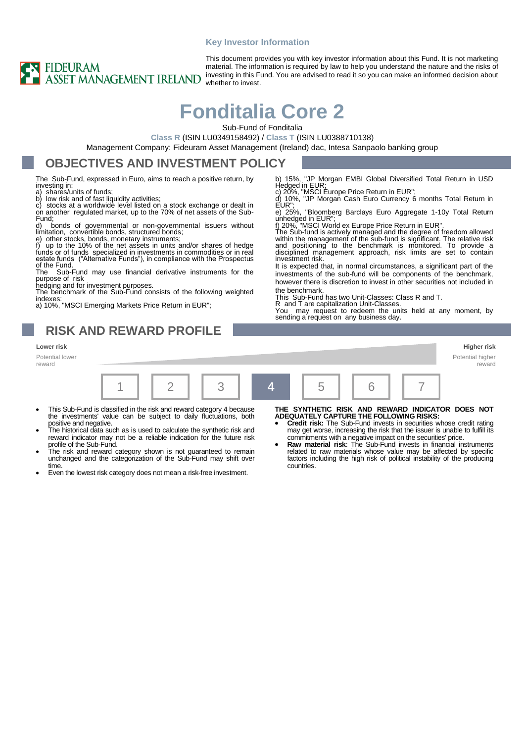Key Investor Information

FIDEURAM ASSET MANAGEMENT IRELAND

This document provides you with key investor information about this Fund. It is not marketing material. The information is required by law to help you understand the nature and the risks of investing in this Fund. You are advised to read it so you can make an informed decision about whether to invest.

# Fonditalia Core 2

Sub-Fund of Fonditalia

**Class R** (ISIN LU0349158492) / **Class T** (ISIN LU0388710138)

Management Company: Fideuram Asset Management (Ireland) dac, Intesa Sanpaolo banking group

## OBJECTIVES AND INVESTMENT POLICY

The Sub-Fund, expressed in Euro, aims to reach a positive return, by investing in:

a) shares/units of funds;
b) low risk and of fast liquidity activities;
c) stocks at a worldwide level listed on a stock exchange or dealt in on another regulated market, up to the 70% of net assets of the Sub-Fund;
d) bonds of governmental or non-governmental issuers without limitation, convertible bonds, structured bonds;
e) other stocks, bonds, monetary instruments;
f) up to the 10% of the net assets in units and/or shares of hedge funds or of funds specialized in investments in commodities or in real estate funds ("Alternative Funds"), in compliance with the Prospectus of the Fund.

The Sub-Fund may use financial derivative instruments for the purpose of risk hedging and for investment purposes.

The benchmark of the Sub-Fund consists of the following weighted indexes:

a) 10%, "MSCI Emerging Markets Price Return in EUR";
b) 15%, "JP Morgan EMBI Global Diversified Total Return in USD Hedged in EUR;
c) 20%, "MSCI Europe Price Return in EUR";
d) 10%, "JP Morgan Cash Euro Currency 6 months Total Return in EUR";
e) 25%, "Bloomberg Barclays Euro Aggregate 1-10y Total Return unhedged in EUR";
f) 20%, "MSCI World ex Europe Price Return in EUR".

The Sub-fund is actively managed and the degree of freedom allowed within the management of the sub-fund is significant. The relative risk and positioning to the benchmark is monitored. To provide a disciplined management approach, risk limits are set to contain investment risk.

It is expected that, in normal circumstances, a significant part of the investments of the sub-fund will be components of the benchmark, however there is discretion to invest in other securities not included in the benchmark.

This Sub-Fund has two Unit-Classes: Class R and T.

R and T are capitalization Unit-Classes.

You may request to redeem the units held at any moment, by sending a request on any business day.

## RISK AND REWARD PROFILE

**Lower risk** — Potential lower reward | **Higher risk** — Potential higher reward

| 1 | 2 | 3 | **4** | 5 | 6 | 7 |
|---|---|---|---|---|---|---|

- This Sub-Fund is classified in the risk and reward category 4 because the investments' value can be subject to daily fluctuations, both positive and negative.
- The historical data such as is used to calculate the synthetic risk and reward indicator may not be a reliable indication for the future risk profile of the Sub-Fund.
- The risk and reward category shown is not guaranteed to remain unchanged and the categorization of the Sub-Fund may shift over time.
- Even the lowest risk category does not mean a risk-free investment.

**THE SYNTHETIC RISK AND REWARD INDICATOR DOES NOT ADEQUATELY CAPTURE THE FOLLOWING RISKS:**

- **Credit risk:** The Sub-Fund invests in securities whose credit rating may get worse, increasing the risk that the issuer is unable to fulfill its commitments with a negative impact on the securities' price.
- **Raw material risk**: The Sub-Fund invests in financial instruments related to raw materials whose value may be affected by specific factors including the high risk of political instability of the producing countries.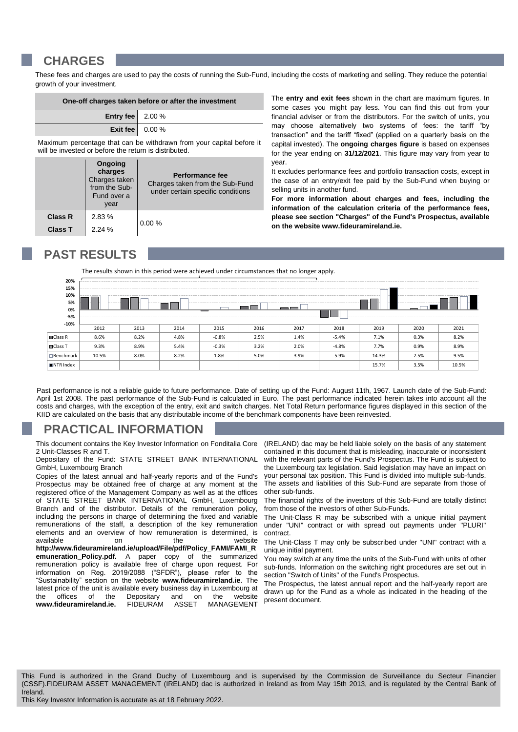## CHARGES

These fees and charges are used to pay the costs of running the Sub-Fund, including the costs of marketing and selling. They reduce the potential growth of your investment.

| One-off charges taken before or after the investment | |
|---|---|
| **Entry fee** | 2.00 % |
| **Exit fee** | 0.00 % |

Maximum percentage that can be withdrawn from your capital before it will be invested or before the return is distributed.

| | **Ongoing charges** Charges taken from the Sub-Fund over a year | **Performance fee** Charges taken from the Sub-Fund under certain specific conditions |
|---|---|---|
| **Class R** | 2.83 % | 0.00 % |
| **Class T** | 2.24 % | |

The **entry and exit fees** shown in the chart are maximum figures. In some cases you might pay less. You can find this out from your financial adviser or from the distributors. For the switch of units, you may choose alternatively two systems of fees: the tariff "by transaction" and the tariff "fixed" (applied on a quarterly basis on the capital invested). The **ongoing charges figure** is based on expenses for the year ending on **31/12/2021**. This figure may vary from year to year.

It excludes performance fees and portfolio transaction costs, except in the case of an entry/exit fee paid by the Sub-Fund when buying or selling units in another fund.

**For more information about charges and fees, including the information of the calculation criteria of the performance fees, please see section "Charges" of the Fund's Prospectus, available on the website www.fideuramireland.ie.**

## PAST RESULTS

The results shown in this period were achieved under circumstances that no longer apply.

20%
15%
10%
5%
0%
-5%
-10%

| | 2012 | 2013 | 2014 | 2015 | 2016 | 2017 | 2018 | 2019 | 2020 | 2021 |
|---|---|---|---|---|---|---|---|---|---|---|
| Class R | 8.6% | 8.2% | 4.8% | -0.8% | 2.5% | 1.4% | -5.4% | 7.1% | 0.3% | 8.2% |
| Class T | 9.3% | 8.9% | 5.4% | -0.3% | 3.2% | 2.0% | -4.8% | 7.7% | 0.9% | 8.9% |
| Benchmark | 10.5% | 8.0% | 8.2% | 1.8% | 5.0% | 3.9% | -5.9% | 14.3% | 2.5% | 9.5% |
| NTR Index | | | | | | | | 15.7% | 3.5% | 10.5% |

Past performance is not a reliable guide to future performance. Date of setting up of the Fund: August 11th, 1967. Launch date of the Sub-Fund: April 1st 2008. The past performance of the Sub-Fund is calculated in Euro. The past performance indicated herein takes into account all the costs and charges, with the exception of the entry, exit and switch charges. Net Total Return performance figures displayed in this section of the KIID are calculated on the basis that any distributable income of the benchmark components have been reinvested.

## PRACTICAL INFORMATION

This document contains the Key Investor Information on Fonditalia Core 2 Unit-Classes R and T.

Depositary of the Fund: STATE STREET BANK INTERNATIONAL GmbH, Luxembourg Branch

Copies of the latest annual and half-yearly reports and of the Fund's Prospectus may be obtained free of charge at any moment at the registered office of the Management Company as well as at the offices of STATE STREET BANK INTERNATIONAL GmbH, Luxembourg Branch and of the distributor. Details of the remuneration policy, including the persons in charge of determining the fixed and variable remunerations of the staff, a description of the key remuneration elements and an overview of how remuneration is determined, is available on the website **http://www.fideuramireland.ie/upload/File/pdf/Policy_FAMI/FAMI_Remuneration_Policy.pdf.** A paper copy of the summarized remuneration policy is available free of charge upon request. For information on Reg. 2019/2088 ("SFDR"), please refer to the "Sustainability" section on the website **www.fideuramireland.ie**. The latest price of the unit is available every business day in Luxembourg at the offices of the Depositary and on the website **www.fideuramireland.ie.** FIDEURAM ASSET MANAGEMENT (IRELAND) dac may be held liable solely on the basis of any statement contained in this document that is misleading, inaccurate or inconsistent with the relevant parts of the Fund's Prospectus. The Fund is subject to the Luxembourg tax legislation. Said legislation may have an impact on your personal tax position. This Fund is divided into multiple sub-funds. The assets and liabilities of this Sub-Fund are separate from those of other sub-funds.

The financial rights of the investors of this Sub-Fund are totally distinct from those of the investors of other Sub-Funds.

The Unit-Class R may be subscribed with a unique initial payment under "UNI" contract or with spread out payments under "PLURI" contract.

The Unit-Class T may only be subscribed under "UNI" contract with a unique initial payment.

You may switch at any time the units of the Sub-Fund with units of other sub-funds. Information on the switching right procedures are set out in section "Switch of Units" of the Fund's Prospectus.

The Prospectus, the latest annual report and the half-yearly report are drawn up for the Fund as a whole as indicated in the heading of the present document.

This Fund is authorized in the Grand Duchy of Luxembourg and is supervised by the Commission de Surveillance du Secteur Financier (CSSF).FIDEURAM ASSET MANAGEMENT (IRELAND) dac is authorized in Ireland as from May 15th 2013, and is regulated by the Central Bank of Ireland.

This Key Investor Information is accurate as at 18 February 2022.